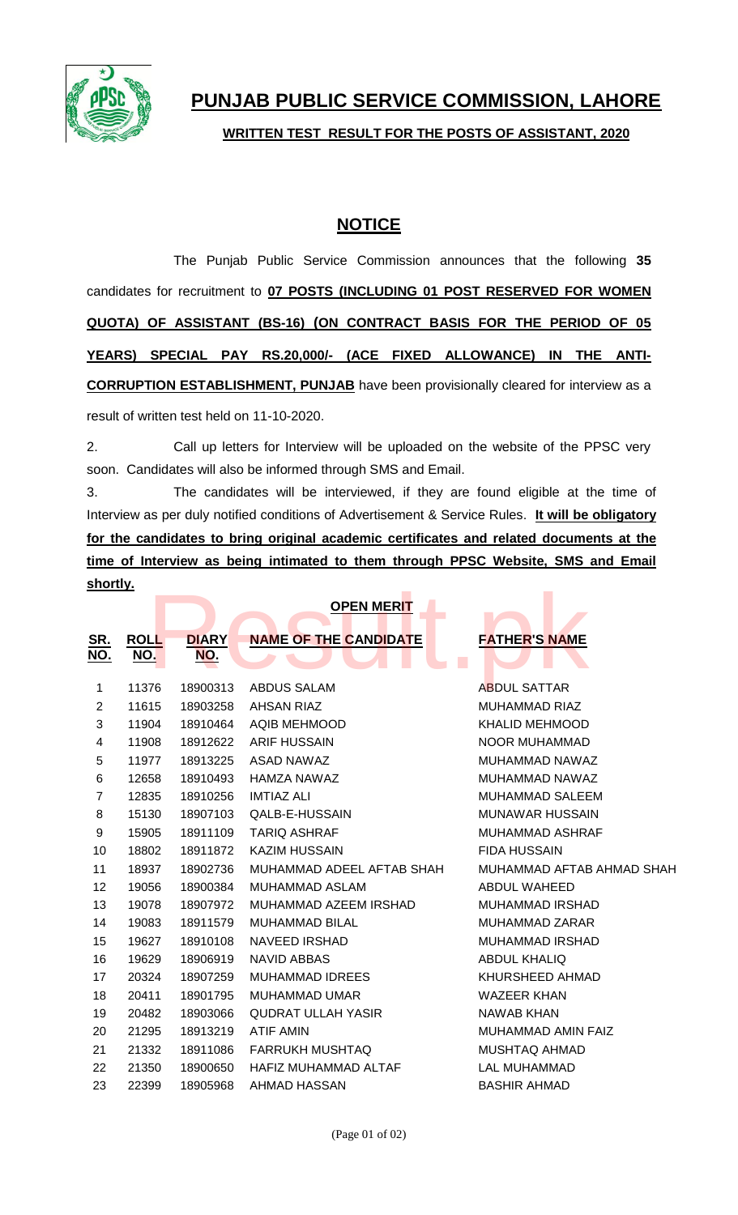# PUNJAB PUBLIC SERVICE COMMISSION, LAHORE

**WRITTEN TEST RESULT FOR THE POSTS OF ASSISTANT, 2020**

## NOTICE

The Punjab Public Service Commission announces that the following **35** candidates for recruitment to **07 POSTS (INCLUDING 01 POST RESERVED FOR WOMEN QUOTA) OF ASSISTANT (BS-16) (ON CONTRACT BASIS FOR THE PERIOD OF 05 YEARS) SPECIAL PAY RS.20,000/- (ACE FIXED ALLOWANCE) IN THE ANTI-CORRUPTION ESTABLISHMENT, PUNJAB** have been provisionally cleared for interview as a result of written test held on 11-10-2020.

2. Call up letters for Interview will be uploaded on the website of the PPSC very soon. Candidates will also be informed through SMS and Email.

3. The candidates will be interviewed, if they are found eligible at the time of Interview as per duly notified conditions of Advertisement & Service Rules. **It will be obligatory for the candidates to bring original academic certificates and related documents at the time of Interview as being intimated to them through PPSC Website, SMS and Email shortly.**

**OPEN MERIT**

| SR. NO. | ROLL NO. | DIARY NO. | NAME OF THE CANDIDATE | FATHER'S NAME |
|---|---|---|---|---|
| 1 | 11376 | 18900313 | ABDUS SALAM | ABDUL SATTAR |
| 2 | 11615 | 18903258 | AHSAN RIAZ | MUHAMMAD RIAZ |
| 3 | 11904 | 18910464 | AQIB MEHMOOD | KHALID MEHMOOD |
| 4 | 11908 | 18912622 | ARIF HUSSAIN | NOOR MUHAMMAD |
| 5 | 11977 | 18913225 | ASAD NAWAZ | MUHAMMAD NAWAZ |
| 6 | 12658 | 18910493 | HAMZA NAWAZ | MUHAMMAD NAWAZ |
| 7 | 12835 | 18910256 | IMTIAZ ALI | MUHAMMAD SALEEM |
| 8 | 15130 | 18907103 | QALB-E-HUSSAIN | MUNAWAR HUSSAIN |
| 9 | 15905 | 18911109 | TARIQ ASHRAF | MUHAMMAD ASHRAF |
| 10 | 18802 | 18911872 | KAZIM HUSSAIN | FIDA HUSSAIN |
| 11 | 18937 | 18902736 | MUHAMMAD ADEEL AFTAB SHAH | MUHAMMAD AFTAB AHMAD SHAH |
| 12 | 19056 | 18900384 | MUHAMMAD ASLAM | ABDUL WAHEED |
| 13 | 19078 | 18907972 | MUHAMMAD AZEEM IRSHAD | MUHAMMAD IRSHAD |
| 14 | 19083 | 18911579 | MUHAMMAD BILAL | MUHAMMAD ZARAR |
| 15 | 19627 | 18910108 | NAVEED IRSHAD | MUHAMMAD IRSHAD |
| 16 | 19629 | 18906919 | NAVID ABBAS | ABDUL KHALIQ |
| 17 | 20324 | 18907259 | MUHAMMAD IDREES | KHURSHEED AHMAD |
| 18 | 20411 | 18901795 | MUHAMMAD UMAR | WAZEER KHAN |
| 19 | 20482 | 18903066 | QUDRAT ULLAH YASIR | NAWAB KHAN |
| 20 | 21295 | 18913219 | ATIF AMIN | MUHAMMAD AMIN FAIZ |
| 21 | 21332 | 18911086 | FARRUKH MUSHTAQ | MUSHTAQ AHMAD |
| 22 | 21350 | 18900650 | HAFIZ MUHAMMAD ALTAF | LAL MUHAMMAD |
| 23 | 22399 | 18905968 | AHMAD HASSAN | BASHIR AHMAD |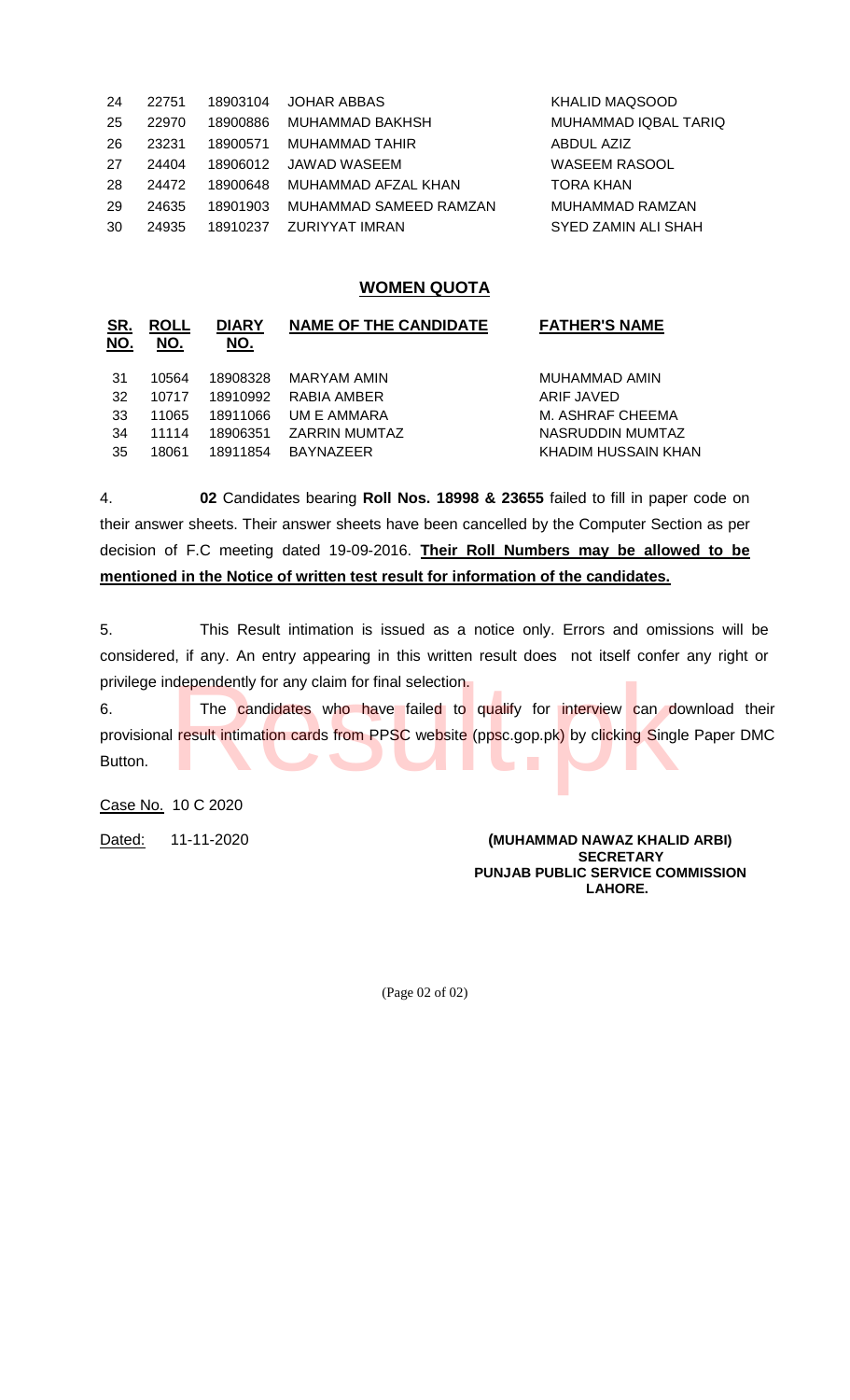| | | | | |
|---|---|---|---|---|
| 24 | 22751 | 18903104 | JOHAR ABBAS | KHALID MAQSOOD |
| 25 | 22970 | 18900886 | MUHAMMAD BAKHSH | MUHAMMAD IQBAL TARIQ |
| 26 | 23231 | 18900571 | MUHAMMAD TAHIR | ABDUL AZIZ |
| 27 | 24404 | 18906012 | JAWAD WASEEM | WASEEM RASOOL |
| 28 | 24472 | 18900648 | MUHAMMAD AFZAL KHAN | TORA KHAN |
| 29 | 24635 | 18901903 | MUHAMMAD SAMEED RAMZAN | MUHAMMAD RAMZAN |
| 30 | 24935 | 18910237 | ZURIYYAT IMRAN | SYED ZAMIN ALI SHAH |

## WOMEN QUOTA

| SR. NO. | ROLL NO. | DIARY NO. | NAME OF THE CANDIDATE | FATHER'S NAME |
|---|---|---|---|---|
| 31 | 10564 | 18908328 | MARYAM AMIN | MUHAMMAD AMIN |
| 32 | 10717 | 18910992 | RABIA AMBER | ARIF JAVED |
| 33 | 11065 | 18911066 | UM E AMMARA | M. ASHRAF CHEEMA |
| 34 | 11114 | 18906351 | ZARRIN MUMTAZ | NASRUDDIN MUMTAZ |
| 35 | 18061 | 18911854 | BAYNAZEER | KHADIM HUSSAIN KHAN |

4. **02** Candidates bearing **Roll Nos. 18998 & 23655** failed to fill in paper code on their answer sheets. Their answer sheets have been cancelled by the Computer Section as per decision of F.C meeting dated 19-09-2016. **Their Roll Numbers may be allowed to be mentioned in the Notice of written test result for information of the candidates.**

5. This Result intimation is issued as a notice only. Errors and omissions will be considered, if any. An entry appearing in this written result does not itself confer any right or privilege independently for any claim for final selection.

6. The candidates who have failed to qualify for interview can download their provisional result intimation cards from PPSC website (ppsc.gop.pk) by clicking Single Paper DMC Button.

Case No. 10 C 2020

Dated: 11-11-2020

**(MUHAMMAD NAWAZ KHALID ARBI)**
**SECRETARY**
**PUNJAB PUBLIC SERVICE COMMISSION**
**LAHORE.**